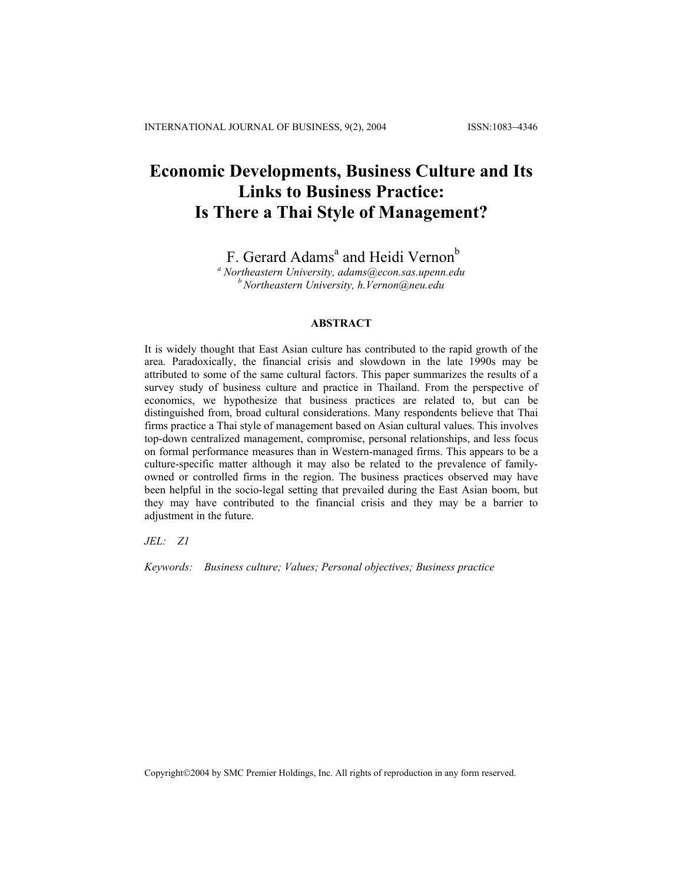# Economic Developments, Business Culture and Its Links to Business Practice: Is There a Thai Style of Management?

F. Gerard Adams[a] and Heidi Vernon[b]

[a] *Northeastern University, adams@econ.sas.upenn.edu*
[b] *Northeastern University, h.Vernon@neu.edu*

## ABSTRACT

It is widely thought that East Asian culture has contributed to the rapid growth of the area. Paradoxically, the financial crisis and slowdown in the late 1990s may be attributed to some of the same cultural factors. This paper summarizes the results of a survey study of business culture and practice in Thailand. From the perspective of economics, we hypothesize that business practices are related to, but can be distinguished from, broad cultural considerations. Many respondents believe that Thai firms practice a Thai style of management based on Asian cultural values. This involves top-down centralized management, compromise, personal relationships, and less focus on formal performance measures than in Western-managed firms. This appears to be a culture-specific matter although it may also be related to the prevalence of family-owned or controlled firms in the region. The business practices observed may have been helpful in the socio-legal setting that prevailed during the East Asian boom, but they may have contributed to the financial crisis and they may be a barrier to adjustment in the future.

*JEL:* *Z1*

*Keywords:* *Business culture; Values; Personal objectives; Business practice*

Copyright©2004 by SMC Premier Holdings, Inc. All rights of reproduction in any form reserved.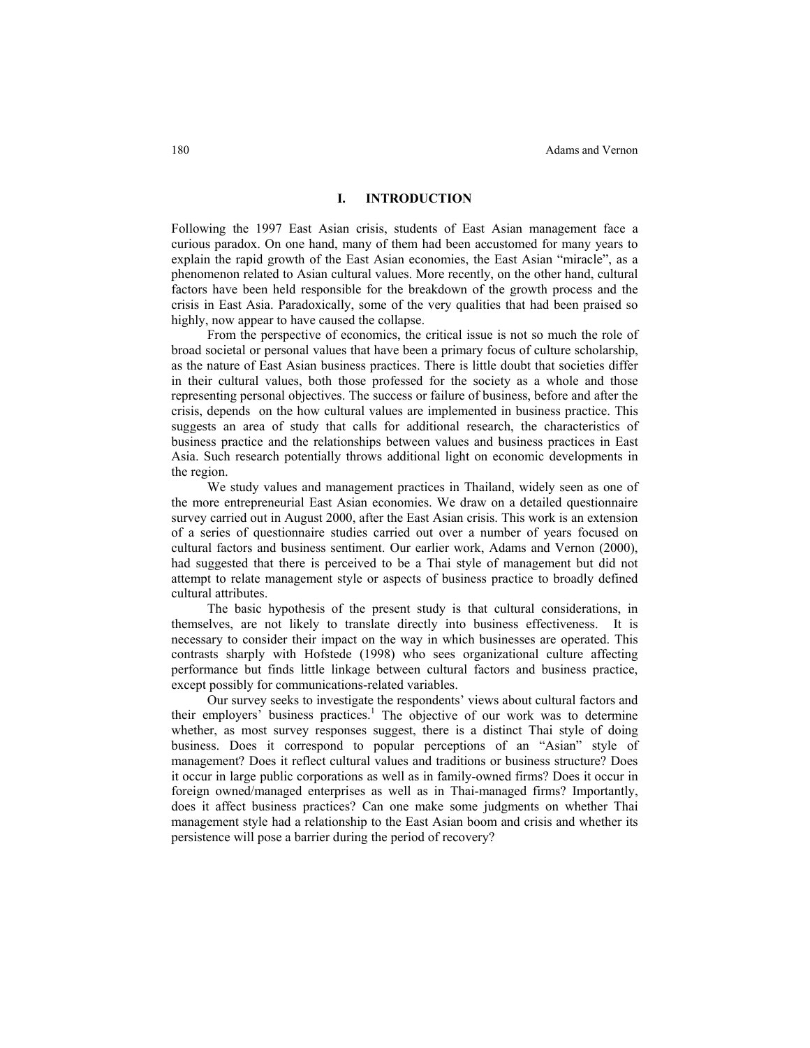## I. INTRODUCTION

Following the 1997 East Asian crisis, students of East Asian management face a curious paradox. On one hand, many of them had been accustomed for many years to explain the rapid growth of the East Asian economies, the East Asian "miracle", as a phenomenon related to Asian cultural values. More recently, on the other hand, cultural factors have been held responsible for the breakdown of the growth process and the crisis in East Asia. Paradoxically, some of the very qualities that had been praised so highly, now appear to have caused the collapse.

From the perspective of economics, the critical issue is not so much the role of broad societal or personal values that have been a primary focus of culture scholarship, as the nature of East Asian business practices. There is little doubt that societies differ in their cultural values, both those professed for the society as a whole and those representing personal objectives. The success or failure of business, before and after the crisis, depends on the how cultural values are implemented in business practice. This suggests an area of study that calls for additional research, the characteristics of business practice and the relationships between values and business practices in East Asia. Such research potentially throws additional light on economic developments in the region.

We study values and management practices in Thailand, widely seen as one of the more entrepreneurial East Asian economies. We draw on a detailed questionnaire survey carried out in August 2000, after the East Asian crisis. This work is an extension of a series of questionnaire studies carried out over a number of years focused on cultural factors and business sentiment. Our earlier work, Adams and Vernon (2000), had suggested that there is perceived to be a Thai style of management but did not attempt to relate management style or aspects of business practice to broadly defined cultural attributes.

The basic hypothesis of the present study is that cultural considerations, in themselves, are not likely to translate directly into business effectiveness. It is necessary to consider their impact on the way in which businesses are operated. This contrasts sharply with Hofstede (1998) who sees organizational culture affecting performance but finds little linkage between cultural factors and business practice, except possibly for communications-related variables.

Our survey seeks to investigate the respondents' views about cultural factors and their employers' business practices.[1] The objective of our work was to determine whether, as most survey responses suggest, there is a distinct Thai style of doing business. Does it correspond to popular perceptions of an "Asian" style of management? Does it reflect cultural values and traditions or business structure? Does it occur in large public corporations as well as in family-owned firms? Does it occur in foreign owned/managed enterprises as well as in Thai-managed firms? Importantly, does it affect business practices? Can one make some judgments on whether Thai management style had a relationship to the East Asian boom and crisis and whether its persistence will pose a barrier during the period of recovery?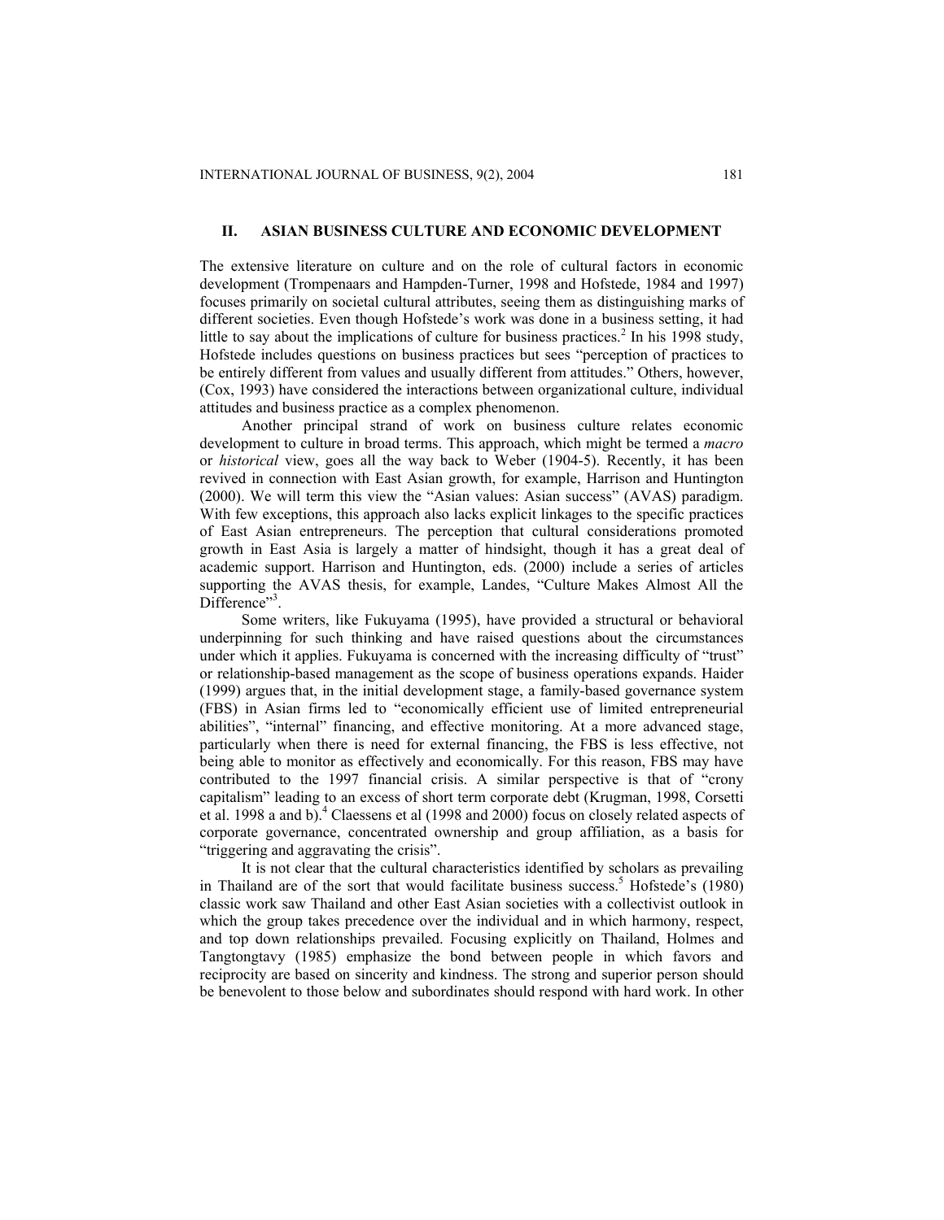## II. ASIAN BUSINESS CULTURE AND ECONOMIC DEVELOPMENT

The extensive literature on culture and on the role of cultural factors in economic development (Trompenaars and Hampden-Turner, 1998 and Hofstede, 1984 and 1997) focuses primarily on societal cultural attributes, seeing them as distinguishing marks of different societies. Even though Hofstede's work was done in a business setting, it had little to say about the implications of culture for business practices.[2] In his 1998 study, Hofstede includes questions on business practices but sees "perception of practices to be entirely different from values and usually different from attitudes." Others, however, (Cox, 1993) have considered the interactions between organizational culture, individual attitudes and business practice as a complex phenomenon.

Another principal strand of work on business culture relates economic development to culture in broad terms. This approach, which might be termed a *macro* or *historical* view, goes all the way back to Weber (1904-5). Recently, it has been revived in connection with East Asian growth, for example, Harrison and Huntington (2000). We will term this view the "Asian values: Asian success" (AVAS) paradigm. With few exceptions, this approach also lacks explicit linkages to the specific practices of East Asian entrepreneurs. The perception that cultural considerations promoted growth in East Asia is largely a matter of hindsight, though it has a great deal of academic support. Harrison and Huntington, eds. (2000) include a series of articles supporting the AVAS thesis, for example, Landes, "Culture Makes Almost All the Difference"[3].

Some writers, like Fukuyama (1995), have provided a structural or behavioral underpinning for such thinking and have raised questions about the circumstances under which it applies. Fukuyama is concerned with the increasing difficulty of "trust" or relationship-based management as the scope of business operations expands. Haider (1999) argues that, in the initial development stage, a family-based governance system (FBS) in Asian firms led to "economically efficient use of limited entrepreneurial abilities", "internal" financing, and effective monitoring. At a more advanced stage, particularly when there is need for external financing, the FBS is less effective, not being able to monitor as effectively and economically. For this reason, FBS may have contributed to the 1997 financial crisis. A similar perspective is that of "crony capitalism" leading to an excess of short term corporate debt (Krugman, 1998, Corsetti et al. 1998 a and b).[4] Claessens et al (1998 and 2000) focus on closely related aspects of corporate governance, concentrated ownership and group affiliation, as a basis for "triggering and aggravating the crisis".

It is not clear that the cultural characteristics identified by scholars as prevailing in Thailand are of the sort that would facilitate business success.[5] Hofstede's (1980) classic work saw Thailand and other East Asian societies with a collectivist outlook in which the group takes precedence over the individual and in which harmony, respect, and top down relationships prevailed. Focusing explicitly on Thailand, Holmes and Tangtongtavy (1985) emphasize the bond between people in which favors and reciprocity are based on sincerity and kindness. The strong and superior person should be benevolent to those below and subordinates should respond with hard work. In other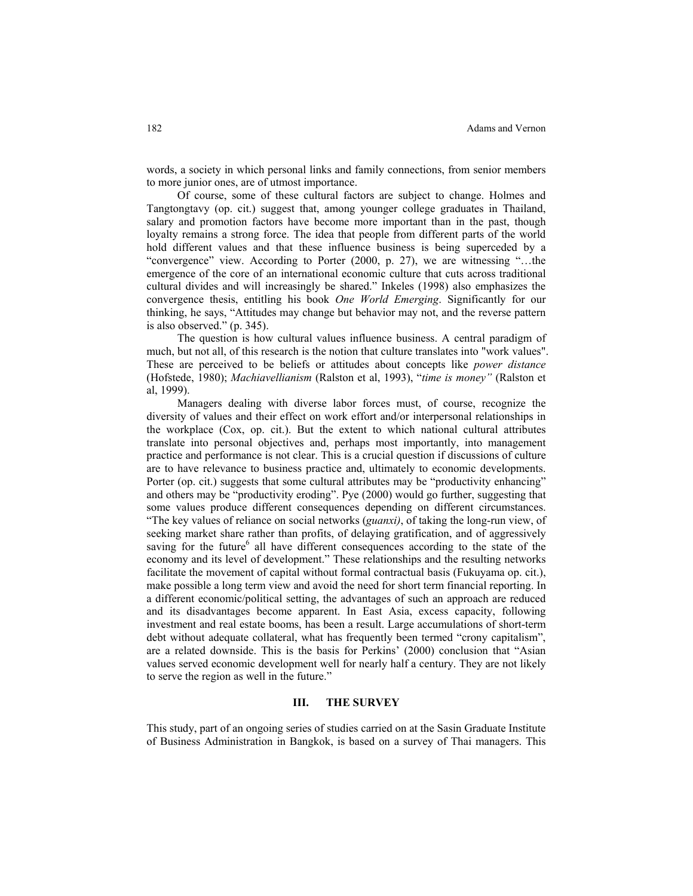words, a society in which personal links and family connections, from senior members to more junior ones, are of utmost importance.

Of course, some of these cultural factors are subject to change. Holmes and Tangtongtavy (op. cit.) suggest that, among younger college graduates in Thailand, salary and promotion factors have become more important than in the past, though loyalty remains a strong force. The idea that people from different parts of the world hold different values and that these influence business is being superceded by a "convergence" view. According to Porter (2000, p. 27), we are witnessing "…the emergence of the core of an international economic culture that cuts across traditional cultural divides and will increasingly be shared." Inkeles (1998) also emphasizes the convergence thesis, entitling his book *One World Emerging*. Significantly for our thinking, he says, "Attitudes may change but behavior may not, and the reverse pattern is also observed." (p. 345).

The question is how cultural values influence business. A central paradigm of much, but not all, of this research is the notion that culture translates into "work values". These are perceived to be beliefs or attitudes about concepts like *power distance* (Hofstede, 1980); *Machiavellianism* (Ralston et al, 1993), "*time is money"* (Ralston et al, 1999).

Managers dealing with diverse labor forces must, of course, recognize the diversity of values and their effect on work effort and/or interpersonal relationships in the workplace (Cox, op. cit.). But the extent to which national cultural attributes translate into personal objectives and, perhaps most importantly, into management practice and performance is not clear. This is a crucial question if discussions of culture are to have relevance to business practice and, ultimately to economic developments. Porter (op. cit.) suggests that some cultural attributes may be "productivity enhancing" and others may be "productivity eroding". Pye (2000) would go further, suggesting that some values produce different consequences depending on different circumstances. "The key values of reliance on social networks (*guanxi)*, of taking the long-run view, of seeking market share rather than profits, of delaying gratification, and of aggressively saving for the future[6] all have different consequences according to the state of the economy and its level of development." These relationships and the resulting networks facilitate the movement of capital without formal contractual basis (Fukuyama op. cit.), make possible a long term view and avoid the need for short term financial reporting. In a different economic/political setting, the advantages of such an approach are reduced and its disadvantages become apparent. In East Asia, excess capacity, following investment and real estate booms, has been a result. Large accumulations of short-term debt without adequate collateral, what has frequently been termed "crony capitalism", are a related downside. This is the basis for Perkins' (2000) conclusion that "Asian values served economic development well for nearly half a century. They are not likely to serve the region as well in the future."

## III. THE SURVEY

This study, part of an ongoing series of studies carried on at the Sasin Graduate Institute of Business Administration in Bangkok, is based on a survey of Thai managers. This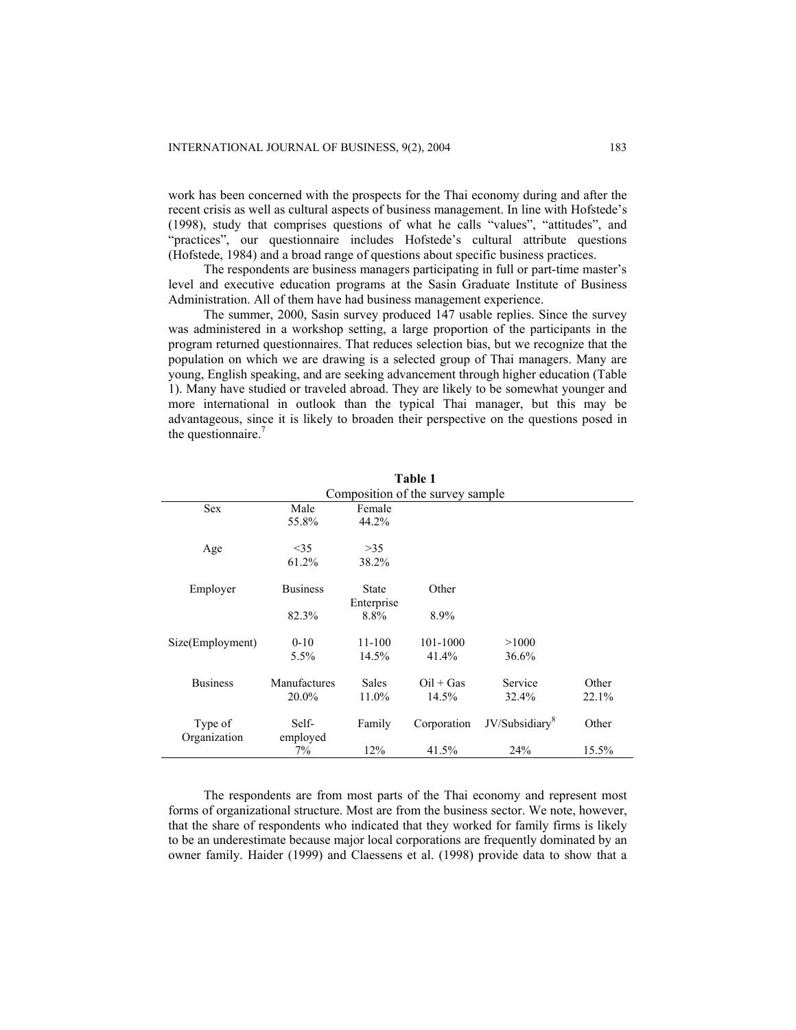work has been concerned with the prospects for the Thai economy during and after the recent crisis as well as cultural aspects of business management. In line with Hofstede's (1998), study that comprises questions of what he calls "values", "attitudes", and "practices", our questionnaire includes Hofstede's cultural attribute questions (Hofstede, 1984) and a broad range of questions about specific business practices.

The respondents are business managers participating in full or part-time master's level and executive education programs at the Sasin Graduate Institute of Business Administration. All of them have had business management experience.

The summer, 2000, Sasin survey produced 147 usable replies. Since the survey was administered in a workshop setting, a large proportion of the participants in the program returned questionnaires. That reduces selection bias, but we recognize that the population on which we are drawing is a selected group of Thai managers. Many are young, English speaking, and are seeking advancement through higher education (Table 1). Many have studied or traveled abroad. They are likely to be somewhat younger and more international in outlook than the typical Thai manager, but this may be advantageous, since it is likely to broaden their perspective on the questions posed in the questionnaire.[7]

**Table 1**
Composition of the survey sample

| | | | | | |
|---|---|---|---|---|---|
| Sex | Male | Female | | | |
| | 55.8% | 44.2% | | | |
| Age | <35 | >35 | | | |
| | 61.2% | 38.2% | | | |
| Employer | Business | State Enterprise | Other | | |
| | 82.3% | 8.8% | 8.9% | | |
| Size(Employment) | 0-10 | 11-100 | 101-1000 | >1000 | |
| | 5.5% | 14.5% | 41.4% | 36.6% | |
| Business | Manufactures | Sales | Oil + Gas | Service | Other |
| | 20.0% | 11.0% | 14.5% | 32.4% | 22.1% |
| Type of Organization | Self-employed | Family | Corporation | JV/Subsidiary[8] | Other |
| | 7% | 12% | 41.5% | 24% | 15.5% |

The respondents are from most parts of the Thai economy and represent most forms of organizational structure. Most are from the business sector. We note, however, that the share of respondents who indicated that they worked for family firms is likely to be an underestimate because major local corporations are frequently dominated by an owner family. Haider (1999) and Claessens et al. (1998) provide data to show that a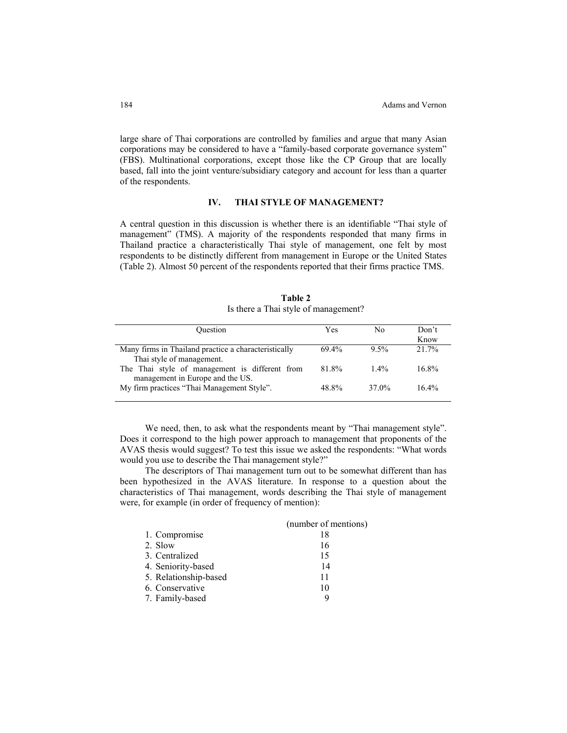large share of Thai corporations are controlled by families and argue that many Asian corporations may be considered to have a "family-based corporate governance system" (FBS). Multinational corporations, except those like the CP Group that are locally based, fall into the joint venture/subsidiary category and account for less than a quarter of the respondents.

## IV. THAI STYLE OF MANAGEMENT?

A central question in this discussion is whether there is an identifiable "Thai style of management" (TMS). A majority of the respondents responded that many firms in Thailand practice a characteristically Thai style of management, one felt by most respondents to be distinctly different from management in Europe or the United States (Table 2). Almost 50 percent of the respondents reported that their firms practice TMS.

**Table 2**
Is there a Thai style of management?

| Question | Yes | No | Don't Know |
|---|---|---|---|
| Many firms in Thailand practice a characteristically Thai style of management. | 69.4% | 9.5% | 21.7% |
| The Thai style of management is different from management in Europe and the US. | 81.8% | 1.4% | 16.8% |
| My firm practices "Thai Management Style". | 48.8% | 37.0% | 16.4% |

We need, then, to ask what the respondents meant by "Thai management style". Does it correspond to the high power approach to management that proponents of the AVAS thesis would suggest? To test this issue we asked the respondents: "What words would you use to describe the Thai management style?"

The descriptors of Thai management turn out to be somewhat different than has been hypothesized in the AVAS literature. In response to a question about the characteristics of Thai management, words describing the Thai style of management were, for example (in order of frequency of mention):

| | (number of mentions) |
|---|---|
| 1. Compromise | 18 |
| 2. Slow | 16 |
| 3. Centralized | 15 |
| 4. Seniority-based | 14 |
| 5. Relationship-based | 11 |
| 6. Conservative | 10 |
| 7. Family-based | 9 |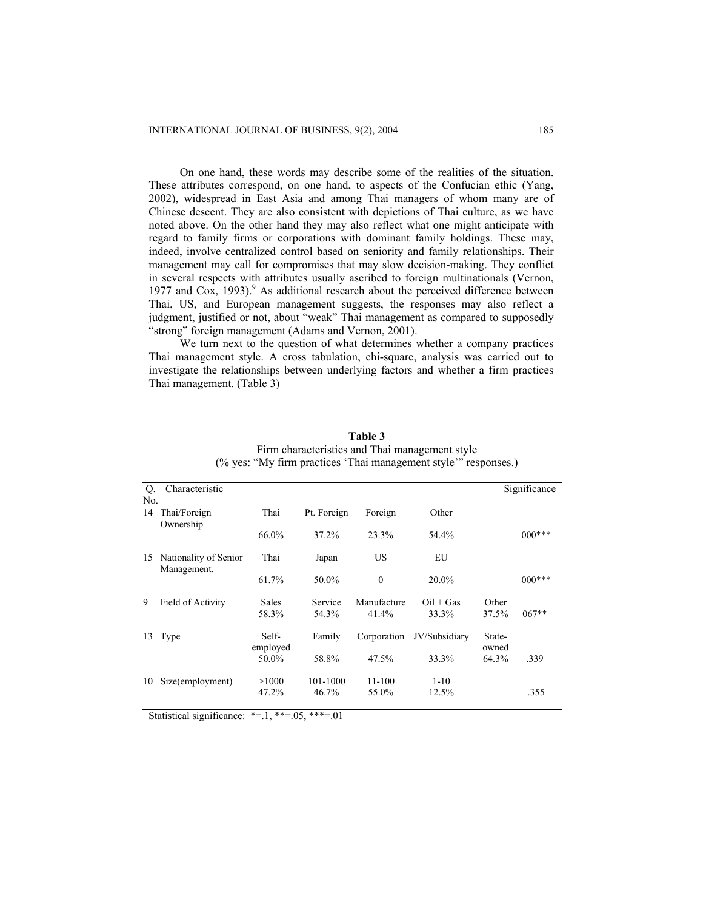On one hand, these words may describe some of the realities of the situation. These attributes correspond, on one hand, to aspects of the Confucian ethic (Yang, 2002), widespread in East Asia and among Thai managers of whom many are of Chinese descent. They are also consistent with depictions of Thai culture, as we have noted above. On the other hand they may also reflect what one might anticipate with regard to family firms or corporations with dominant family holdings. These may, indeed, involve centralized control based on seniority and family relationships. Their management may call for compromises that may slow decision-making. They conflict in several respects with attributes usually ascribed to foreign multinationals (Vernon, 1977 and Cox, 1993).[9] As additional research about the perceived difference between Thai, US, and European management suggests, the responses may also reflect a judgment, justified or not, about "weak" Thai management as compared to supposedly "strong" foreign management (Adams and Vernon, 2001).

We turn next to the question of what determines whether a company practices Thai management style. A cross tabulation, chi-square, analysis was carried out to investigate the relationships between underlying factors and whether a firm practices Thai management. (Table 3)

**Table 3**

Firm characteristics and Thai management style

(% yes: "My firm practices 'Thai management style'" responses.)

| Q. No. | Characteristic | | | | | | Significance |
|---|---|---|---|---|---|---|---|
| 14 | Thai/Foreign Ownership | Thai | Pt. Foreign | Foreign | Other | | |
| | | 66.0% | 37.2% | 23.3% | 54.4% | | 000*** |
| 15 | Nationality of Senior Management. | Thai | Japan | US | EU | | |
| | | 61.7% | 50.0% | 0 | 20.0% | | 000*** |
| 9 | Field of Activity | Sales | Service | Manufacture | Oil + Gas | Other | |
| | | 58.3% | 54.3% | 41.4% | 33.3% | 37.5% | 067** |
| 13 | Type | Self-employed | Family | Corporation | JV/Subsidiary | State-owned | |
| | | 50.0% | 58.8% | 47.5% | 33.3% | 64.3% | .339 |
| 10 | Size(employment) | >1000 | 101-1000 | 11-100 | 1-10 | | |
| | | 47.2% | 46.7% | 55.0% | 12.5% | | .355 |

Statistical significance: *=.1, **=.05, ***=.01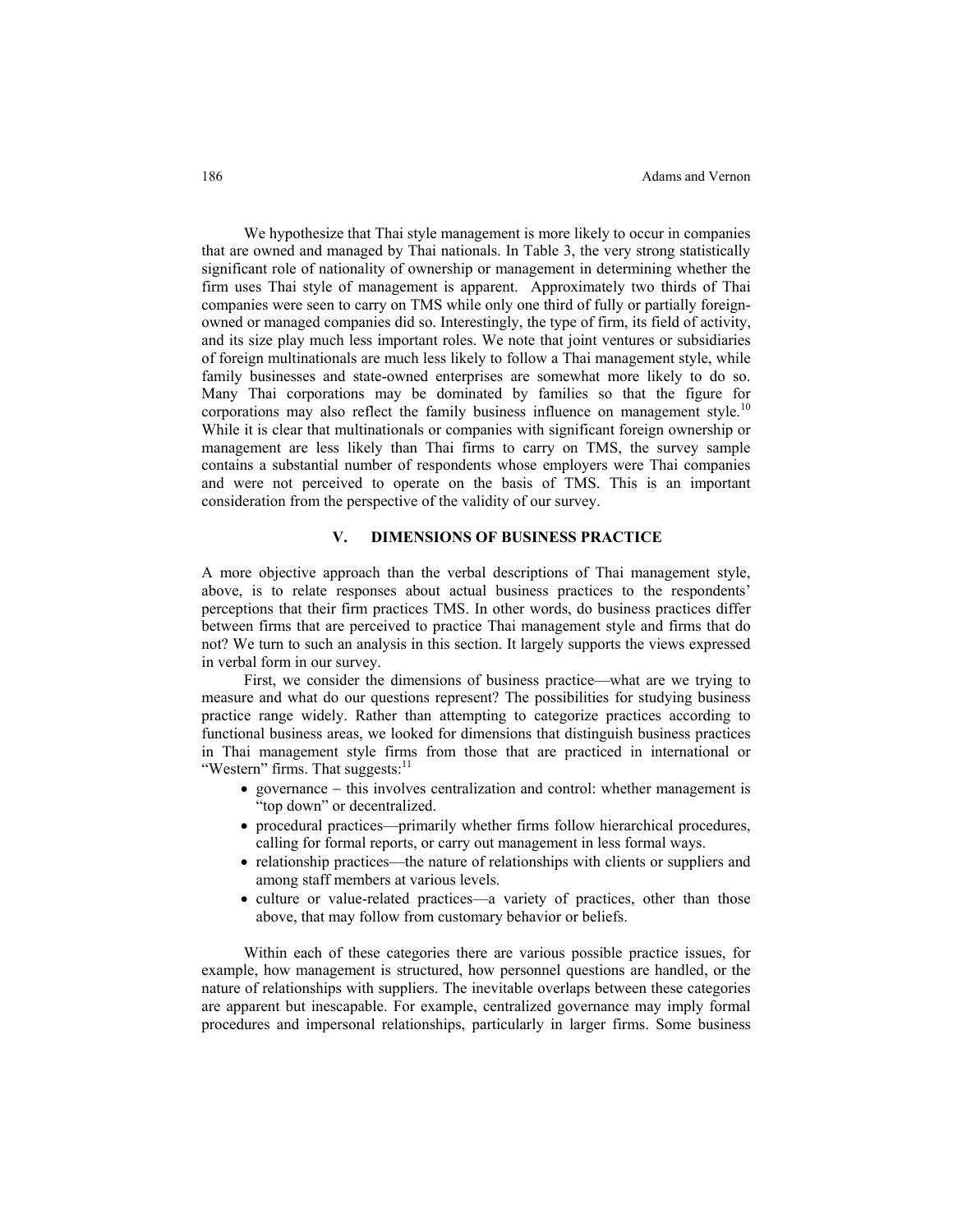We hypothesize that Thai style management is more likely to occur in companies that are owned and managed by Thai nationals. In Table 3, the very strong statistically significant role of nationality of ownership or management in determining whether the firm uses Thai style of management is apparent. Approximately two thirds of Thai companies were seen to carry on TMS while only one third of fully or partially foreign-owned or managed companies did so. Interestingly, the type of firm, its field of activity, and its size play much less important roles. We note that joint ventures or subsidiaries of foreign multinationals are much less likely to follow a Thai management style, while family businesses and state-owned enterprises are somewhat more likely to do so. Many Thai corporations may be dominated by families so that the figure for corporations may also reflect the family business influence on management style.[10] While it is clear that multinationals or companies with significant foreign ownership or management are less likely than Thai firms to carry on TMS, the survey sample contains a substantial number of respondents whose employers were Thai companies and were not perceived to operate on the basis of TMS. This is an important consideration from the perspective of the validity of our survey.

## V. DIMENSIONS OF BUSINESS PRACTICE

A more objective approach than the verbal descriptions of Thai management style, above, is to relate responses about actual business practices to the respondents' perceptions that their firm practices TMS. In other words, do business practices differ between firms that are perceived to practice Thai management style and firms that do not? We turn to such an analysis in this section. It largely supports the views expressed in verbal form in our survey.

First, we consider the dimensions of business practice—what are we trying to measure and what do our questions represent? The possibilities for studying business practice range widely. Rather than attempting to categorize practices according to functional business areas, we looked for dimensions that distinguish business practices in Thai management style firms from those that are practiced in international or "Western" firms. That suggests:[11]

- governance – this involves centralization and control: whether management is "top down" or decentralized.
- procedural practices—primarily whether firms follow hierarchical procedures, calling for formal reports, or carry out management in less formal ways.
- relationship practices—the nature of relationships with clients or suppliers and among staff members at various levels.
- culture or value-related practices—a variety of practices, other than those above, that may follow from customary behavior or beliefs.

Within each of these categories there are various possible practice issues, for example, how management is structured, how personnel questions are handled, or the nature of relationships with suppliers. The inevitable overlaps between these categories are apparent but inescapable. For example, centralized governance may imply formal procedures and impersonal relationships, particularly in larger firms. Some business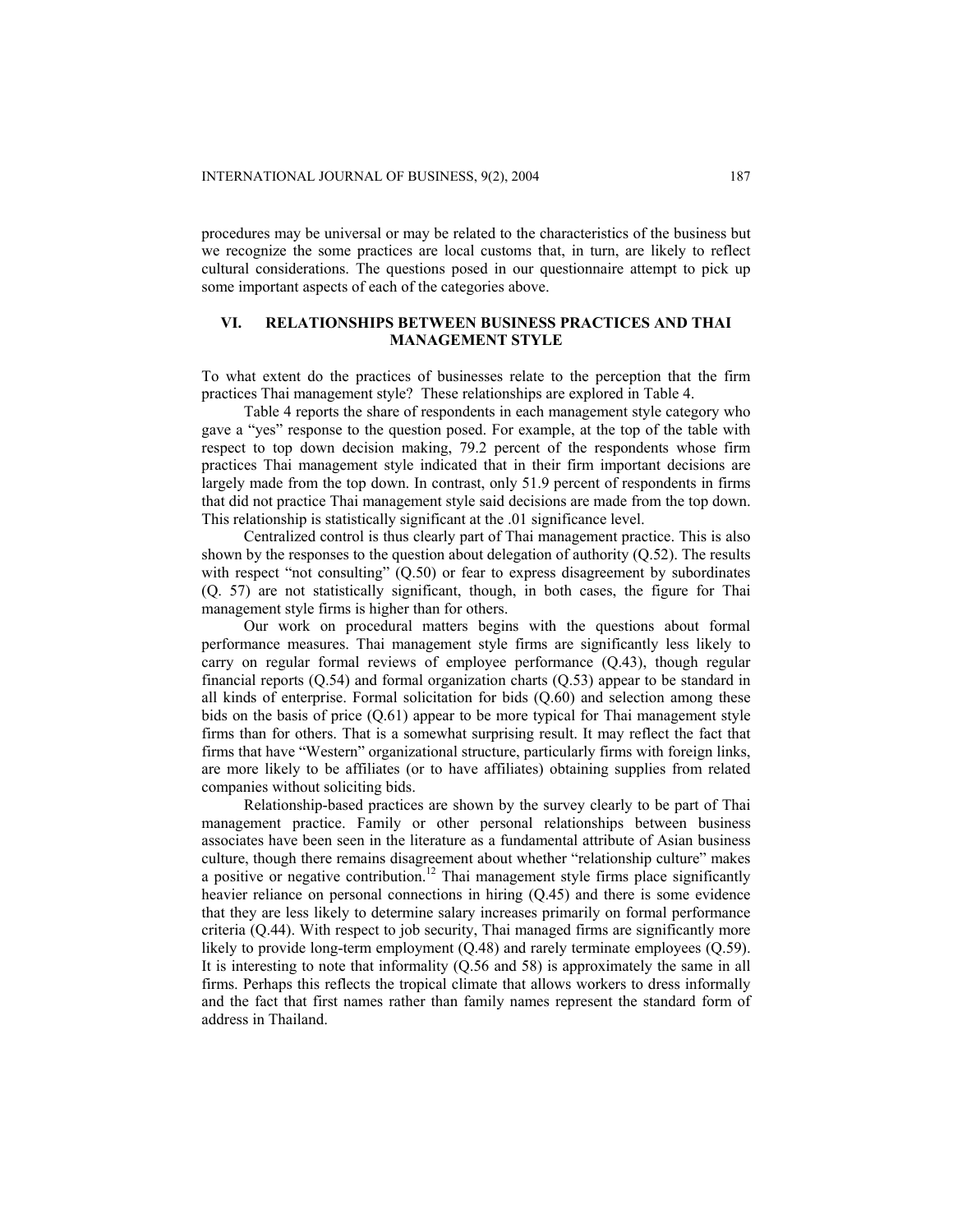procedures may be universal or may be related to the characteristics of the business but we recognize the some practices are local customs that, in turn, are likely to reflect cultural considerations. The questions posed in our questionnaire attempt to pick up some important aspects of each of the categories above.

## VI. RELATIONSHIPS BETWEEN BUSINESS PRACTICES AND THAI MANAGEMENT STYLE

To what extent do the practices of businesses relate to the perception that the firm practices Thai management style? These relationships are explored in Table 4.

Table 4 reports the share of respondents in each management style category who gave a "yes" response to the question posed. For example, at the top of the table with respect to top down decision making, 79.2 percent of the respondents whose firm practices Thai management style indicated that in their firm important decisions are largely made from the top down. In contrast, only 51.9 percent of respondents in firms that did not practice Thai management style said decisions are made from the top down. This relationship is statistically significant at the .01 significance level.

Centralized control is thus clearly part of Thai management practice. This is also shown by the responses to the question about delegation of authority (Q.52). The results with respect "not consulting" (Q.50) or fear to express disagreement by subordinates (Q. 57) are not statistically significant, though, in both cases, the figure for Thai management style firms is higher than for others.

Our work on procedural matters begins with the questions about formal performance measures. Thai management style firms are significantly less likely to carry on regular formal reviews of employee performance (Q.43), though regular financial reports (Q.54) and formal organization charts (Q.53) appear to be standard in all kinds of enterprise. Formal solicitation for bids (Q.60) and selection among these bids on the basis of price (Q.61) appear to be more typical for Thai management style firms than for others. That is a somewhat surprising result. It may reflect the fact that firms that have "Western" organizational structure, particularly firms with foreign links, are more likely to be affiliates (or to have affiliates) obtaining supplies from related companies without soliciting bids.

Relationship-based practices are shown by the survey clearly to be part of Thai management practice. Family or other personal relationships between business associates have been seen in the literature as a fundamental attribute of Asian business culture, though there remains disagreement about whether "relationship culture" makes a positive or negative contribution.[12] Thai management style firms place significantly heavier reliance on personal connections in hiring (Q.45) and there is some evidence that they are less likely to determine salary increases primarily on formal performance criteria (Q.44). With respect to job security, Thai managed firms are significantly more likely to provide long-term employment (Q.48) and rarely terminate employees (Q.59). It is interesting to note that informality (Q.56 and 58) is approximately the same in all firms. Perhaps this reflects the tropical climate that allows workers to dress informally and the fact that first names rather than family names represent the standard form of address in Thailand.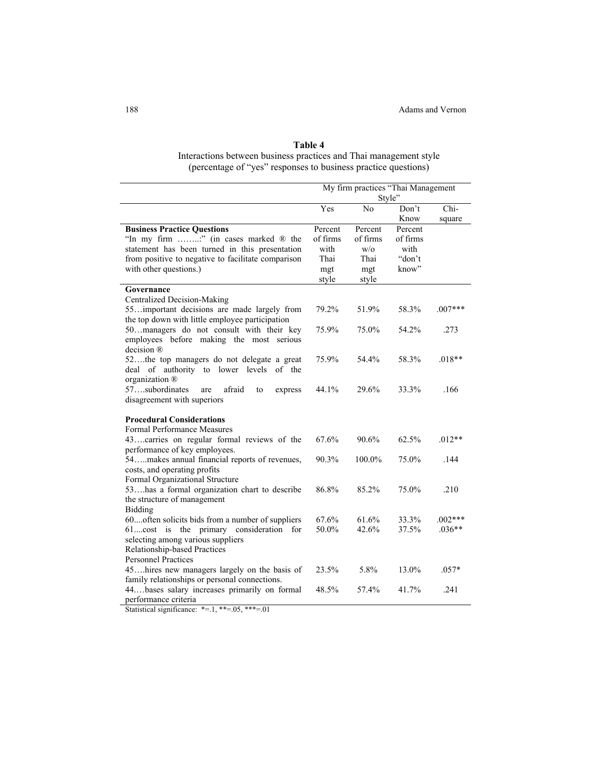**Table 4**
Interactions between business practices and Thai management style
(percentage of "yes" responses to business practice questions)

| | My firm practices "Thai Management Style" | | | |
|---|---|---|---|---|
| | Yes | No | Don't Know | Chi-square |
| **Business Practice Questions** "In my firm ……..:" (in cases marked ® the statement has been turned in this presentation from positive to negative to facilitate comparison with other questions.) | Percent of firms with Thai mgt style | Percent of firms w/o Thai mgt style | Percent of firms with "don't know" | |
| **Governance** | | | | |
| Centralized Decision-Making | | | | |
| 55…important decisions are made largely from the top down with little employee participation | 79.2% | 51.9% | 58.3% | .007*** |
| 50…managers do not consult with their key employees before making the most serious decision ® | 75.9% | 75.0% | 54.2% | .273 |
| 52….the top managers do not delegate a great deal of authority to lower levels of the organization ® | 75.9% | 54.4% | 58.3% | .018** |
| 57….subordinates are afraid to express disagreement with superiors | 44.1% | 29.6% | 33.3% | .166 |
| **Procedural Considerations** | | | | |
| Formal Performance Measures | | | | |
| 43….carries on regular formal reviews of the performance of key employees. | 67.6% | 90.6% | 62.5% | .012** |
| 54…..makes annual financial reports of revenues, costs, and operating profits | 90.3% | 100.0% | 75.0% | .144 |
| Formal Organizational Structure | | | | |
| 53….has a formal organization chart to describe the structure of management | 86.8% | 85.2% | 75.0% | .210 |
| Bidding | | | | |
| 60....often solicits bids from a number of suppliers | 67.6% | 61.6% | 33.3% | .002*** |
| 61....cost is the primary consideration for selecting among various suppliers | 50.0% | 42.6% | 37.5% | .036** |
| Relationship-based Practices | | | | |
| Personnel Practices | | | | |
| 45….hires new managers largely on the basis of family relationships or personal connections. | 23.5% | 5.8% | 13.0% | .057* |
| 44….bases salary increases primarily on formal performance criteria | 48.5% | 57.4% | 41.7% | .241 |

Statistical significance: *=.1, **=.05, ***=.01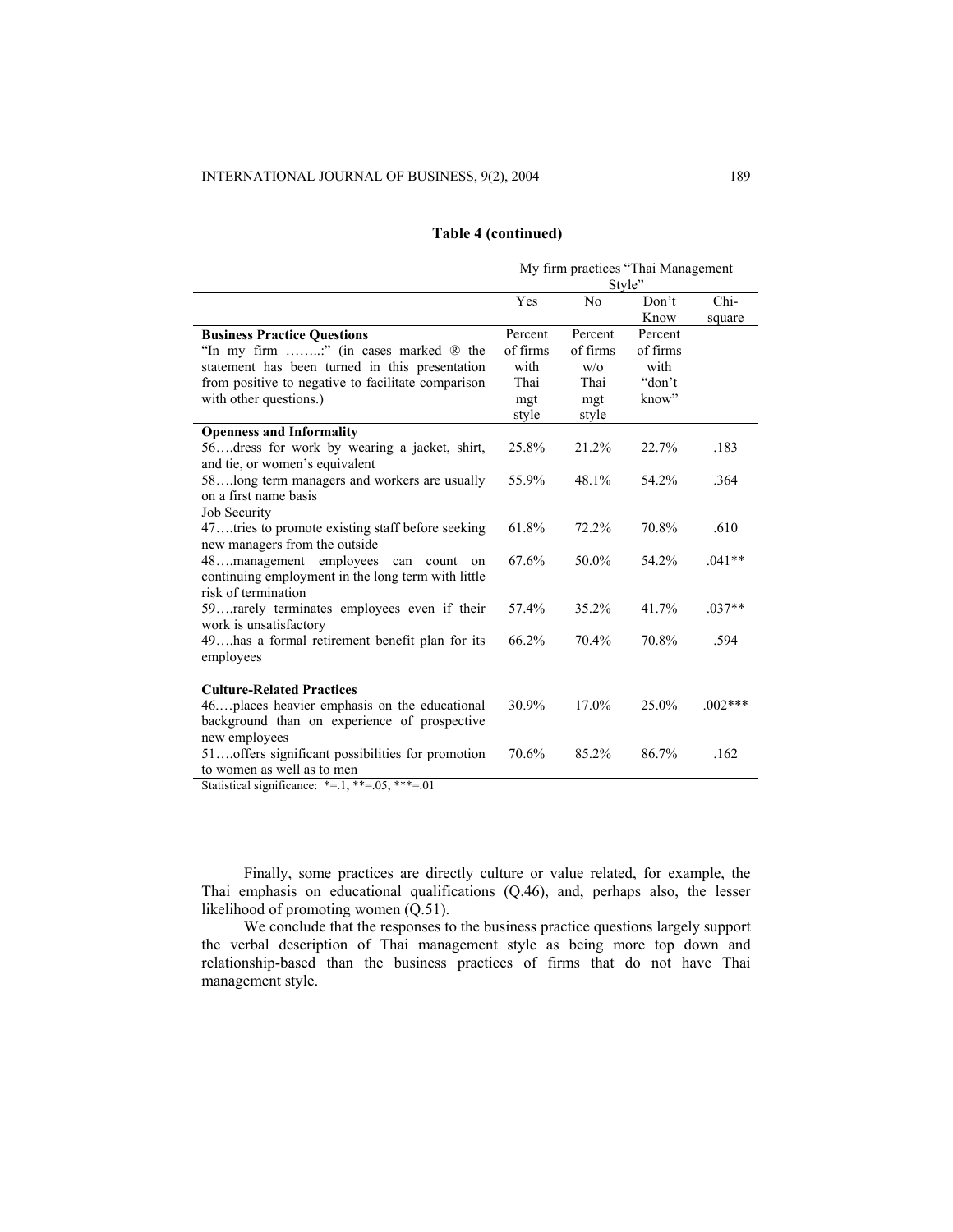**Table 4 (continued)**

| | My firm practices "Thai Management Style" | | | |
|---|---|---|---|---|
| | Yes | No | Don't Know | Chi-square |
| **Business Practice Questions** "In my firm ……..:" (in cases marked ® the statement has been turned in this presentation from positive to negative to facilitate comparison with other questions.) | Percent of firms with Thai mgt style | Percent of firms w/o Thai mgt style | Percent of firms with "don't know" | |
| **Openness and Informality** | | | | |
| 56….dress for work by wearing a jacket, shirt, and tie, or women's equivalent | 25.8% | 21.2% | 22.7% | .183 |
| 58….long term managers and workers are usually on a first name basis | 55.9% | 48.1% | 54.2% | .364 |
| Job Security | | | | |
| 47….tries to promote existing staff before seeking new managers from the outside | 61.8% | 72.2% | 70.8% | .610 |
| 48….management employees can count on continuing employment in the long term with little risk of termination | 67.6% | 50.0% | 54.2% | .041** |
| 59….rarely terminates employees even if their work is unsatisfactory | 57.4% | 35.2% | 41.7% | .037** |
| 49….has a formal retirement benefit plan for its employees | 66.2% | 70.4% | 70.8% | .594 |
| **Culture-Related Practices** | | | | |
| 46….places heavier emphasis on the educational background than on experience of prospective new employees | 30.9% | 17.0% | 25.0% | .002*** |
| 51….offers significant possibilities for promotion to women as well as to men | 70.6% | 85.2% | 86.7% | .162 |

Statistical significance: *=.1, **=.05, ***=.01

Finally, some practices are directly culture or value related, for example, the Thai emphasis on educational qualifications (Q.46), and, perhaps also, the lesser likelihood of promoting women (Q.51).

We conclude that the responses to the business practice questions largely support the verbal description of Thai management style as being more top down and relationship-based than the business practices of firms that do not have Thai management style.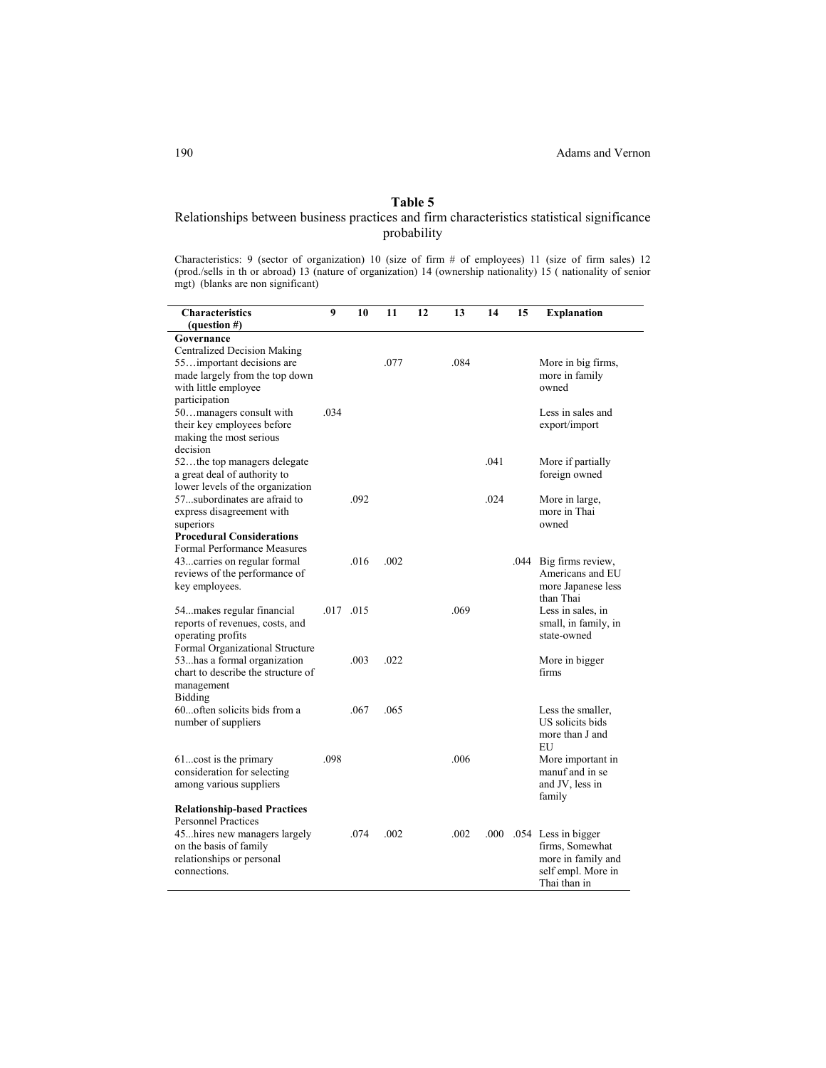**Table 5**

Relationships between business practices and firm characteristics statistical significance probability

Characteristics: 9 (sector of organization) 10 (size of firm # of employees) 11 (size of firm sales) 12 (prod./sells in th or abroad) 13 (nature of organization) 14 (ownership nationality) 15 ( nationality of senior mgt) (blanks are non significant)

| Characteristics (question #) | 9 | 10 | 11 | 12 | 13 | 14 | 15 | Explanation |
|---|---|---|---|---|---|---|---|---|
| **Governance** | | | | | | | | |
| Centralized Decision Making | | | | | | | | |
| 55…important decisions are made largely from the top down with little employee participation | | | .077 | | .084 | | | More in big firms, more in family owned |
| 50…managers consult with their key employees before making the most serious decision | .034 | | | | | | | Less in sales and export/import |
| 52…the top managers delegate a great deal of authority to lower levels of the organization | | | | | | .041 | | More if partially foreign owned |
| 57...subordinates are afraid to express disagreement with superiors | | .092 | | | | .024 | | More in large, more in Thai owned |
| **Procedural Considerations** | | | | | | | | |
| Formal Performance Measures | | | | | | | | |
| 43...carries on regular formal reviews of the performance of key employees. | | .016 | .002 | | | | .044 | Big firms review, Americans and EU more Japanese less than Thai |
| 54...makes regular financial reports of revenues, costs, and operating profits | .017 | .015 | | | .069 | | | Less in sales, in small, in family, in state-owned |
| Formal Organizational Structure | | | | | | | | |
| 53...has a formal organization chart to describe the structure of management | | .003 | .022 | | | | | More in bigger firms |
| Bidding | | | | | | | | |
| 60...often solicits bids from a number of suppliers | | .067 | .065 | | | | | Less the smaller, US solicits bids more than J and EU |
| 61...cost is the primary consideration for selecting among various suppliers | .098 | | | | .006 | | | More important in manuf and in se and JV, less in family |
| **Relationship-based Practices** | | | | | | | | |
| Personnel Practices | | | | | | | | |
| 45...hires new managers largely on the basis of family relationships or personal connections. | | .074 | .002 | | .002 | .000 | .054 | Less in bigger firms, Somewhat more in family and self empl. More in Thai than in |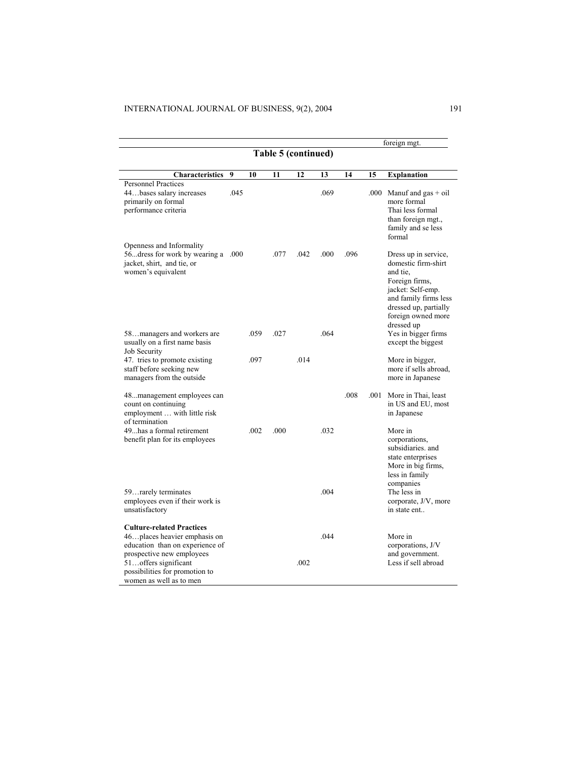| | | | | | | | | foreign mgt. |
|---|---|---|---|---|---|---|---|---|

**Table 5 (continued)**

| Characteristics | 9 | 10 | 11 | 12 | 13 | 14 | 15 | Explanation |
|---|---|---|---|---|---|---|---|---|
| Personnel Practices | | | | | | | | |
| 44…bases salary increases primarily on formal performance criteria | .045 | | | | .069 | | .000 | Manuf and gas + oil more formal Thai less formal than foreign mgt., family and se less formal |
| Openness and Informality | | | | | | | | |
| 56...dress for work by wearing a jacket, shirt, and tie, or women's equivalent | .000 | | .077 | .042 | .000 | .096 | | Dress up in service, domestic firm-shirt and tie, Foreign firms, jacket: Self-emp. and family firms less dressed up, partially foreign owned more dressed up |
| 58…managers and workers are usually on a first name basis | | .059 | .027 | | .064 | | | Yes in bigger firms except the biggest |
| Job Security | | | | | | | | |
| 47. tries to promote existing staff before seeking new managers from the outside | | .097 | | .014 | | | | More in bigger, more if sells abroad, more in Japanese |
| 48...management employees can count on continuing employment … with little risk of termination | | | | | | .008 | .001 | More in Thai, least in US and EU, most in Japanese |
| 49...has a formal retirement benefit plan for its employees | | .002 | .000 | | .032 | | | More in corporations, subsidiaries. and state enterprises More in big firms, less in family companies |
| 59…rarely terminates employees even if their work is unsatisfactory | | | | | .004 | | | The less in corporate, J/V, more in state ent.. |
| **Culture-related Practices** | | | | | | | | |
| 46…places heavier emphasis on education than on experience of prospective new employees | | | | | .044 | | | More in corporations, J/V and government. |
| 51…offers significant possibilities for promotion to women as well as to men | | | | .002 | | | | Less if sell abroad |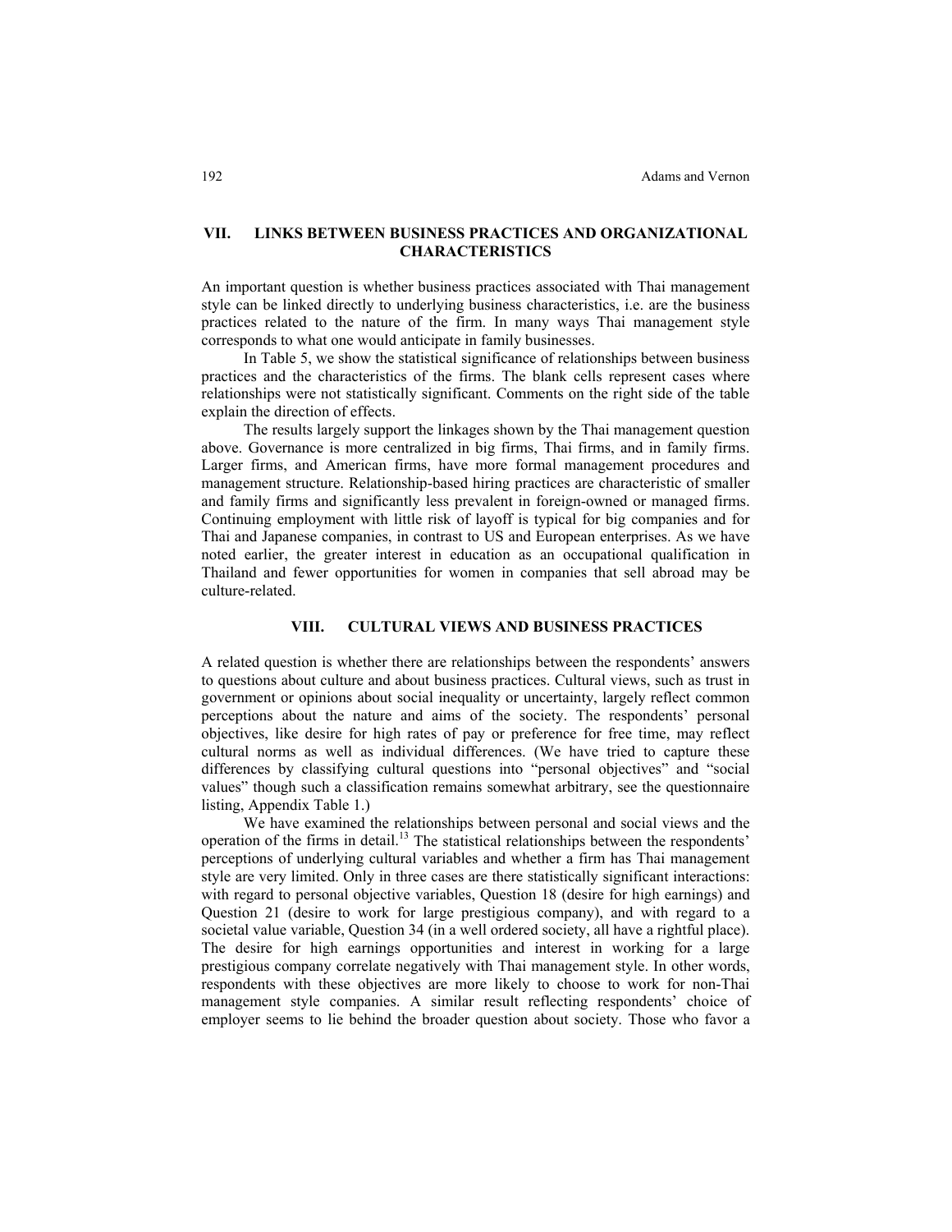## VII. LINKS BETWEEN BUSINESS PRACTICES AND ORGANIZATIONAL CHARACTERISTICS

An important question is whether business practices associated with Thai management style can be linked directly to underlying business characteristics, i.e. are the business practices related to the nature of the firm. In many ways Thai management style corresponds to what one would anticipate in family businesses.

In Table 5, we show the statistical significance of relationships between business practices and the characteristics of the firms. The blank cells represent cases where relationships were not statistically significant. Comments on the right side of the table explain the direction of effects.

The results largely support the linkages shown by the Thai management question above. Governance is more centralized in big firms, Thai firms, and in family firms. Larger firms, and American firms, have more formal management procedures and management structure. Relationship-based hiring practices are characteristic of smaller and family firms and significantly less prevalent in foreign-owned or managed firms. Continuing employment with little risk of layoff is typical for big companies and for Thai and Japanese companies, in contrast to US and European enterprises. As we have noted earlier, the greater interest in education as an occupational qualification in Thailand and fewer opportunities for women in companies that sell abroad may be culture-related.

## VIII. CULTURAL VIEWS AND BUSINESS PRACTICES

A related question is whether there are relationships between the respondents' answers to questions about culture and about business practices. Cultural views, such as trust in government or opinions about social inequality or uncertainty, largely reflect common perceptions about the nature and aims of the society. The respondents' personal objectives, like desire for high rates of pay or preference for free time, may reflect cultural norms as well as individual differences. (We have tried to capture these differences by classifying cultural questions into "personal objectives" and "social values" though such a classification remains somewhat arbitrary, see the questionnaire listing, Appendix Table 1.)

We have examined the relationships between personal and social views and the operation of the firms in detail.[13] The statistical relationships between the respondents' perceptions of underlying cultural variables and whether a firm has Thai management style are very limited. Only in three cases are there statistically significant interactions: with regard to personal objective variables, Question 18 (desire for high earnings) and Question 21 (desire to work for large prestigious company), and with regard to a societal value variable, Question 34 (in a well ordered society, all have a rightful place). The desire for high earnings opportunities and interest in working for a large prestigious company correlate negatively with Thai management style. In other words, respondents with these objectives are more likely to choose to work for non-Thai management style companies. A similar result reflecting respondents' choice of employer seems to lie behind the broader question about society. Those who favor a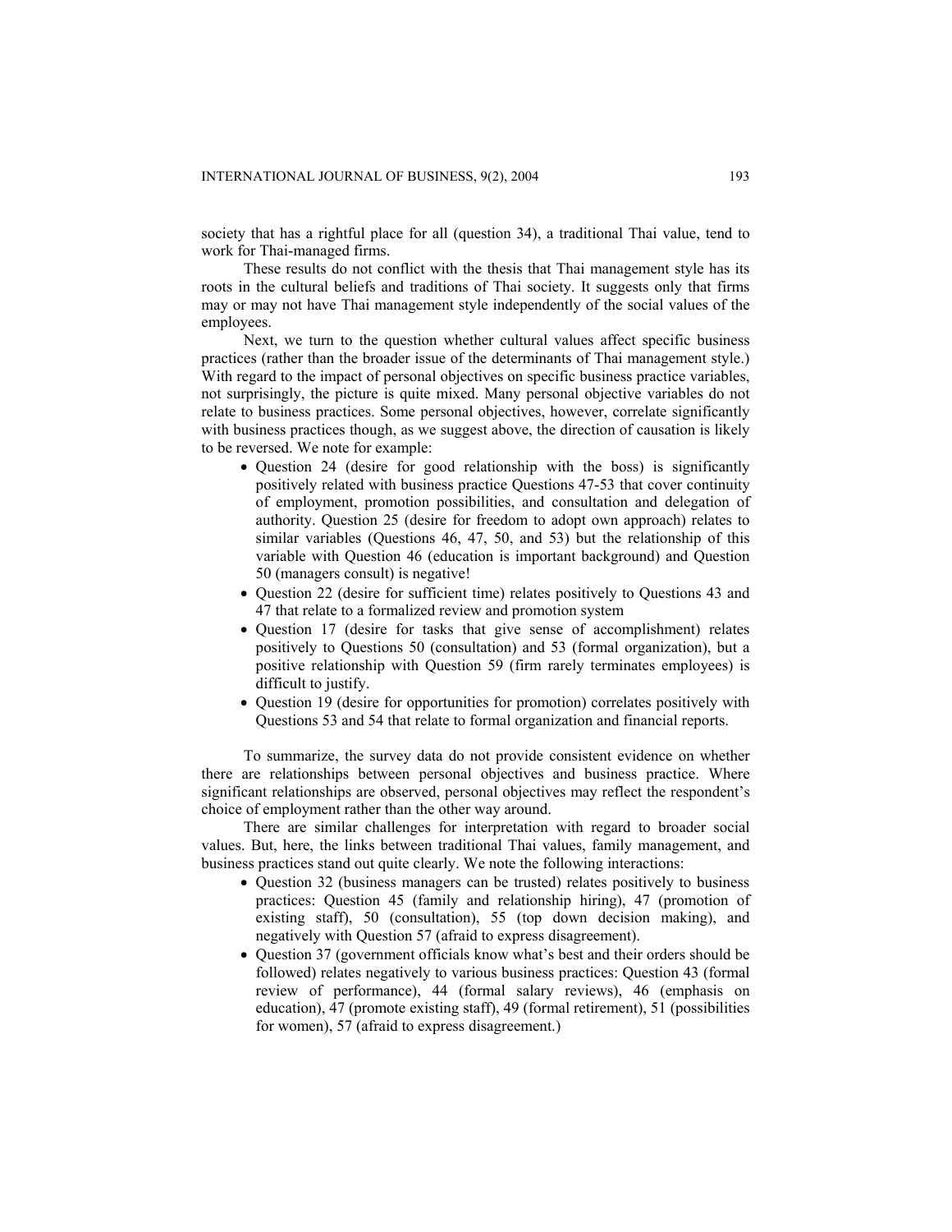society that has a rightful place for all (question 34), a traditional Thai value, tend to work for Thai-managed firms.

These results do not conflict with the thesis that Thai management style has its roots in the cultural beliefs and traditions of Thai society. It suggests only that firms may or may not have Thai management style independently of the social values of the employees.

Next, we turn to the question whether cultural values affect specific business practices (rather than the broader issue of the determinants of Thai management style.) With regard to the impact of personal objectives on specific business practice variables, not surprisingly, the picture is quite mixed. Many personal objective variables do not relate to business practices. Some personal objectives, however, correlate significantly with business practices though, as we suggest above, the direction of causation is likely to be reversed. We note for example:

- Question 24 (desire for good relationship with the boss) is significantly positively related with business practice Questions 47-53 that cover continuity of employment, promotion possibilities, and consultation and delegation of authority. Question 25 (desire for freedom to adopt own approach) relates to similar variables (Questions 46, 47, 50, and 53) but the relationship of this variable with Question 46 (education is important background) and Question 50 (managers consult) is negative!
- Question 22 (desire for sufficient time) relates positively to Questions 43 and 47 that relate to a formalized review and promotion system
- Question 17 (desire for tasks that give sense of accomplishment) relates positively to Questions 50 (consultation) and 53 (formal organization), but a positive relationship with Question 59 (firm rarely terminates employees) is difficult to justify.
- Question 19 (desire for opportunities for promotion) correlates positively with Questions 53 and 54 that relate to formal organization and financial reports.

To summarize, the survey data do not provide consistent evidence on whether there are relationships between personal objectives and business practice. Where significant relationships are observed, personal objectives may reflect the respondent's choice of employment rather than the other way around.

There are similar challenges for interpretation with regard to broader social values. But, here, the links between traditional Thai values, family management, and business practices stand out quite clearly. We note the following interactions:

- Question 32 (business managers can be trusted) relates positively to business practices: Question 45 (family and relationship hiring), 47 (promotion of existing staff), 50 (consultation), 55 (top down decision making), and negatively with Question 57 (afraid to express disagreement).
- Question 37 (government officials know what's best and their orders should be followed) relates negatively to various business practices: Question 43 (formal review of performance), 44 (formal salary reviews), 46 (emphasis on education), 47 (promote existing staff), 49 (formal retirement), 51 (possibilities for women), 57 (afraid to express disagreement.)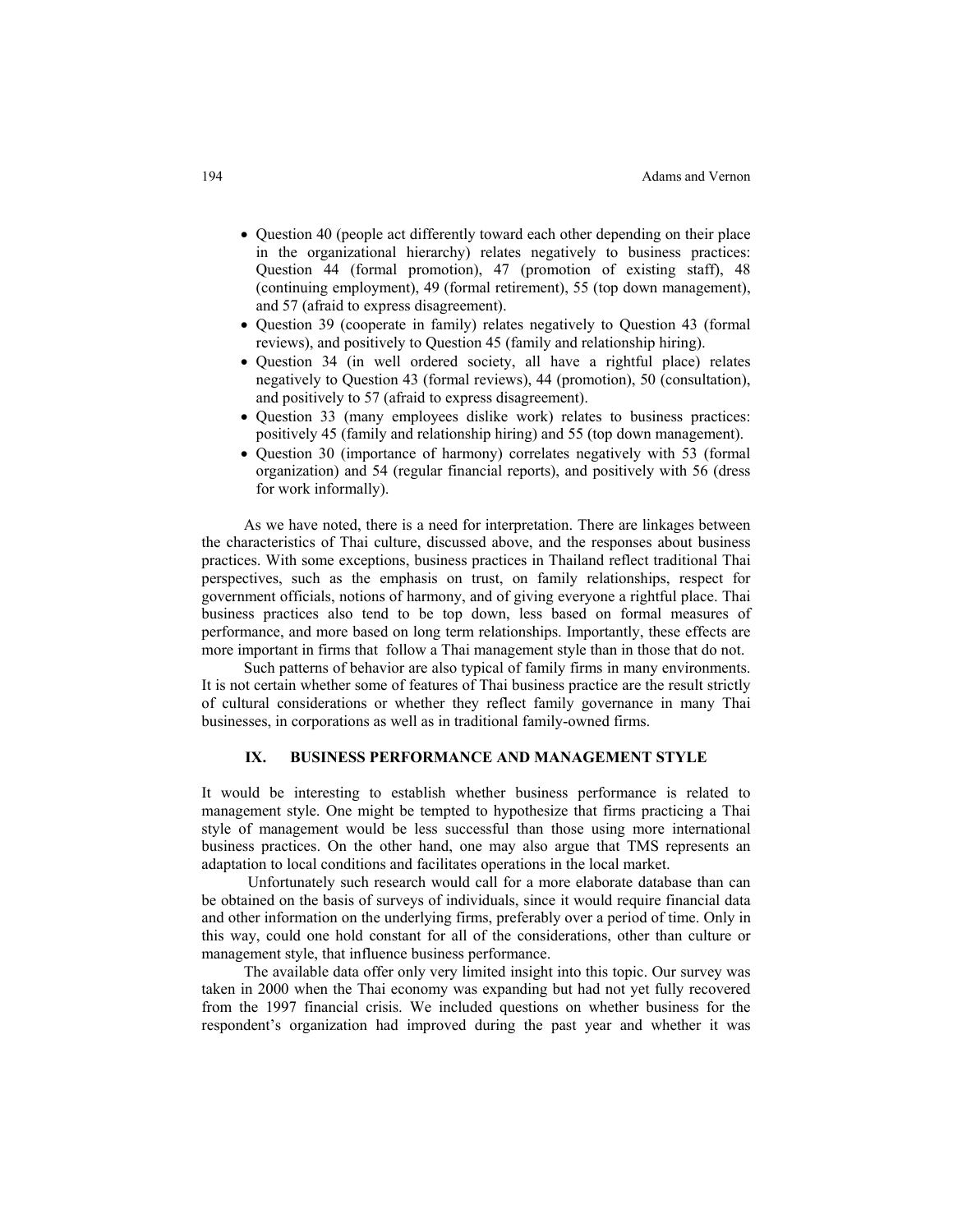- Question 40 (people act differently toward each other depending on their place in the organizational hierarchy) relates negatively to business practices: Question 44 (formal promotion), 47 (promotion of existing staff), 48 (continuing employment), 49 (formal retirement), 55 (top down management), and 57 (afraid to express disagreement).
- Question 39 (cooperate in family) relates negatively to Question 43 (formal reviews), and positively to Question 45 (family and relationship hiring).
- Question 34 (in well ordered society, all have a rightful place) relates negatively to Question 43 (formal reviews), 44 (promotion), 50 (consultation), and positively to 57 (afraid to express disagreement).
- Question 33 (many employees dislike work) relates to business practices: positively 45 (family and relationship hiring) and 55 (top down management).
- Question 30 (importance of harmony) correlates negatively with 53 (formal organization) and 54 (regular financial reports), and positively with 56 (dress for work informally).

As we have noted, there is a need for interpretation. There are linkages between the characteristics of Thai culture, discussed above, and the responses about business practices. With some exceptions, business practices in Thailand reflect traditional Thai perspectives, such as the emphasis on trust, on family relationships, respect for government officials, notions of harmony, and of giving everyone a rightful place. Thai business practices also tend to be top down, less based on formal measures of performance, and more based on long term relationships. Importantly, these effects are more important in firms that follow a Thai management style than in those that do not.

Such patterns of behavior are also typical of family firms in many environments. It is not certain whether some of features of Thai business practice are the result strictly of cultural considerations or whether they reflect family governance in many Thai businesses, in corporations as well as in traditional family-owned firms.

## IX. BUSINESS PERFORMANCE AND MANAGEMENT STYLE

It would be interesting to establish whether business performance is related to management style. One might be tempted to hypothesize that firms practicing a Thai style of management would be less successful than those using more international business practices. On the other hand, one may also argue that TMS represents an adaptation to local conditions and facilitates operations in the local market.

Unfortunately such research would call for a more elaborate database than can be obtained on the basis of surveys of individuals, since it would require financial data and other information on the underlying firms, preferably over a period of time. Only in this way, could one hold constant for all of the considerations, other than culture or management style, that influence business performance.

The available data offer only very limited insight into this topic. Our survey was taken in 2000 when the Thai economy was expanding but had not yet fully recovered from the 1997 financial crisis. We included questions on whether business for the respondent's organization had improved during the past year and whether it was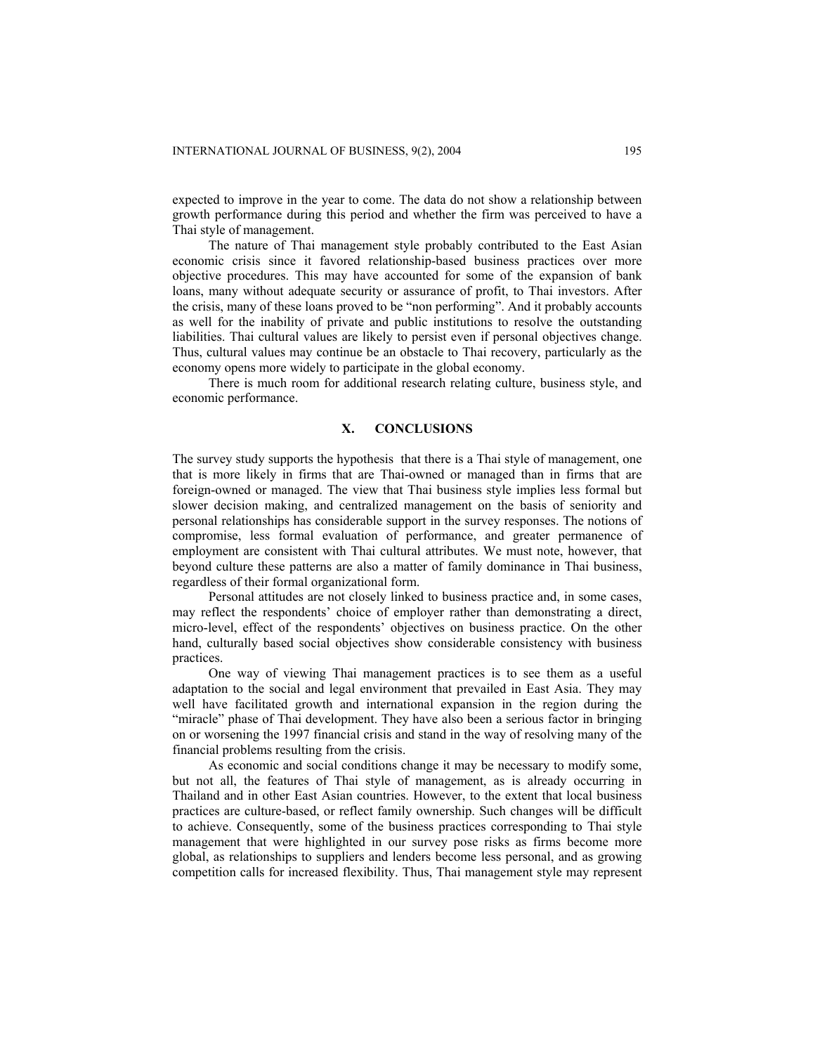expected to improve in the year to come. The data do not show a relationship between growth performance during this period and whether the firm was perceived to have a Thai style of management.

The nature of Thai management style probably contributed to the East Asian economic crisis since it favored relationship-based business practices over more objective procedures. This may have accounted for some of the expansion of bank loans, many without adequate security or assurance of profit, to Thai investors. After the crisis, many of these loans proved to be "non performing". And it probably accounts as well for the inability of private and public institutions to resolve the outstanding liabilities. Thai cultural values are likely to persist even if personal objectives change. Thus, cultural values may continue be an obstacle to Thai recovery, particularly as the economy opens more widely to participate in the global economy.

There is much room for additional research relating culture, business style, and economic performance.

## X. CONCLUSIONS

The survey study supports the hypothesis that there is a Thai style of management, one that is more likely in firms that are Thai-owned or managed than in firms that are foreign-owned or managed. The view that Thai business style implies less formal but slower decision making, and centralized management on the basis of seniority and personal relationships has considerable support in the survey responses. The notions of compromise, less formal evaluation of performance, and greater permanence of employment are consistent with Thai cultural attributes. We must note, however, that beyond culture these patterns are also a matter of family dominance in Thai business, regardless of their formal organizational form.

Personal attitudes are not closely linked to business practice and, in some cases, may reflect the respondents' choice of employer rather than demonstrating a direct, micro-level, effect of the respondents' objectives on business practice. On the other hand, culturally based social objectives show considerable consistency with business practices.

One way of viewing Thai management practices is to see them as a useful adaptation to the social and legal environment that prevailed in East Asia. They may well have facilitated growth and international expansion in the region during the "miracle" phase of Thai development. They have also been a serious factor in bringing on or worsening the 1997 financial crisis and stand in the way of resolving many of the financial problems resulting from the crisis.

As economic and social conditions change it may be necessary to modify some, but not all, the features of Thai style of management, as is already occurring in Thailand and in other East Asian countries. However, to the extent that local business practices are culture-based, or reflect family ownership. Such changes will be difficult to achieve. Consequently, some of the business practices corresponding to Thai style management that were highlighted in our survey pose risks as firms become more global, as relationships to suppliers and lenders become less personal, and as growing competition calls for increased flexibility. Thus, Thai management style may represent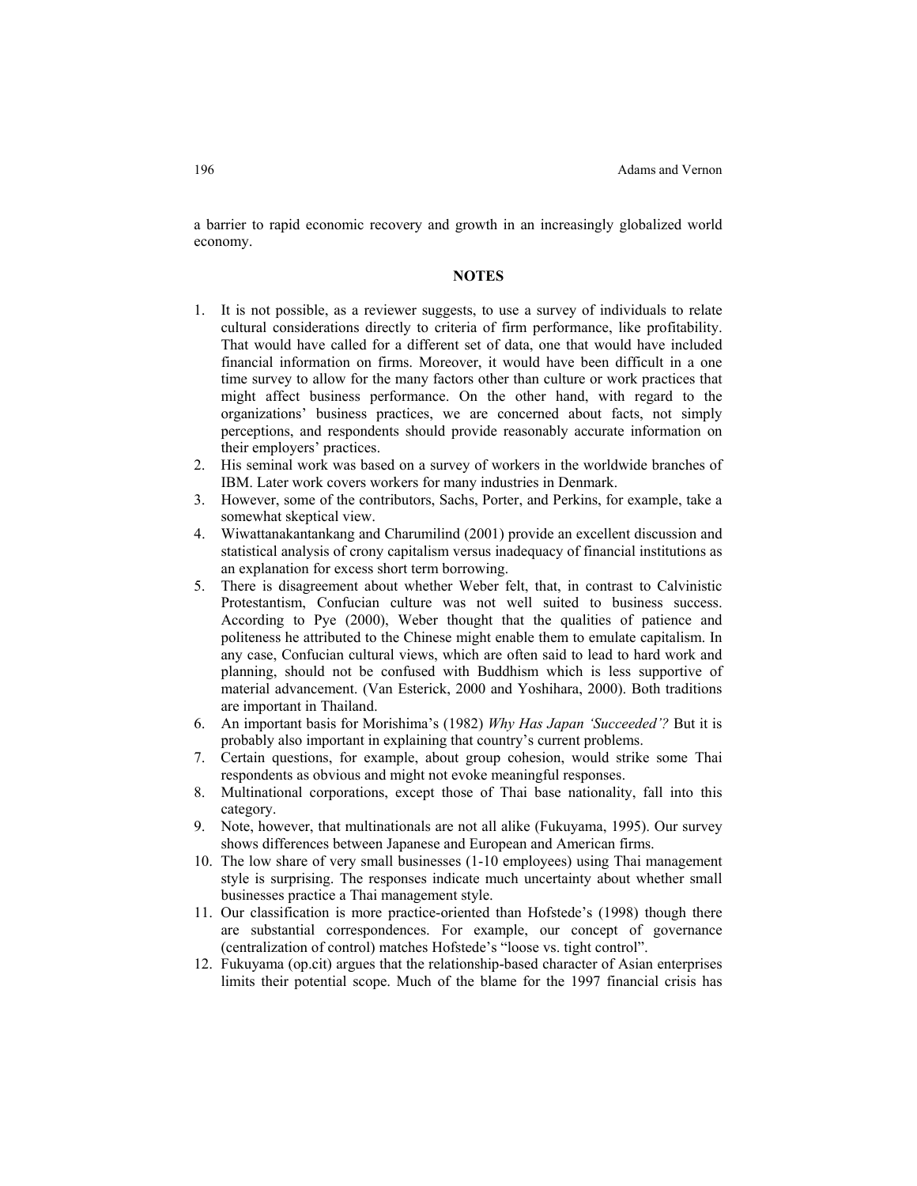a barrier to rapid economic recovery and growth in an increasingly globalized world economy.

## NOTES

1. It is not possible, as a reviewer suggests, to use a survey of individuals to relate cultural considerations directly to criteria of firm performance, like profitability. That would have called for a different set of data, one that would have included financial information on firms. Moreover, it would have been difficult in a one time survey to allow for the many factors other than culture or work practices that might affect business performance. On the other hand, with regard to the organizations' business practices, we are concerned about facts, not simply perceptions, and respondents should provide reasonably accurate information on their employers' practices.
2. His seminal work was based on a survey of workers in the worldwide branches of IBM. Later work covers workers for many industries in Denmark.
3. However, some of the contributors, Sachs, Porter, and Perkins, for example, take a somewhat skeptical view.
4. Wiwattanakantankang and Charumilind (2001) provide an excellent discussion and statistical analysis of crony capitalism versus inadequacy of financial institutions as an explanation for excess short term borrowing.
5. There is disagreement about whether Weber felt, that, in contrast to Calvinistic Protestantism, Confucian culture was not well suited to business success. According to Pye (2000), Weber thought that the qualities of patience and politeness he attributed to the Chinese might enable them to emulate capitalism. In any case, Confucian cultural views, which are often said to lead to hard work and planning, should not be confused with Buddhism which is less supportive of material advancement. (Van Esterick, 2000 and Yoshihara, 2000). Both traditions are important in Thailand.
6. An important basis for Morishima's (1982) *Why Has Japan 'Succeeded'?* But it is probably also important in explaining that country's current problems.
7. Certain questions, for example, about group cohesion, would strike some Thai respondents as obvious and might not evoke meaningful responses.
8. Multinational corporations, except those of Thai base nationality, fall into this category.
9. Note, however, that multinationals are not all alike (Fukuyama, 1995). Our survey shows differences between Japanese and European and American firms.
10. The low share of very small businesses (1-10 employees) using Thai management style is surprising. The responses indicate much uncertainty about whether small businesses practice a Thai management style.
11. Our classification is more practice-oriented than Hofstede's (1998) though there are substantial correspondences. For example, our concept of governance (centralization of control) matches Hofstede's "loose vs. tight control".
12. Fukuyama (op.cit) argues that the relationship-based character of Asian enterprises limits their potential scope. Much of the blame for the 1997 financial crisis has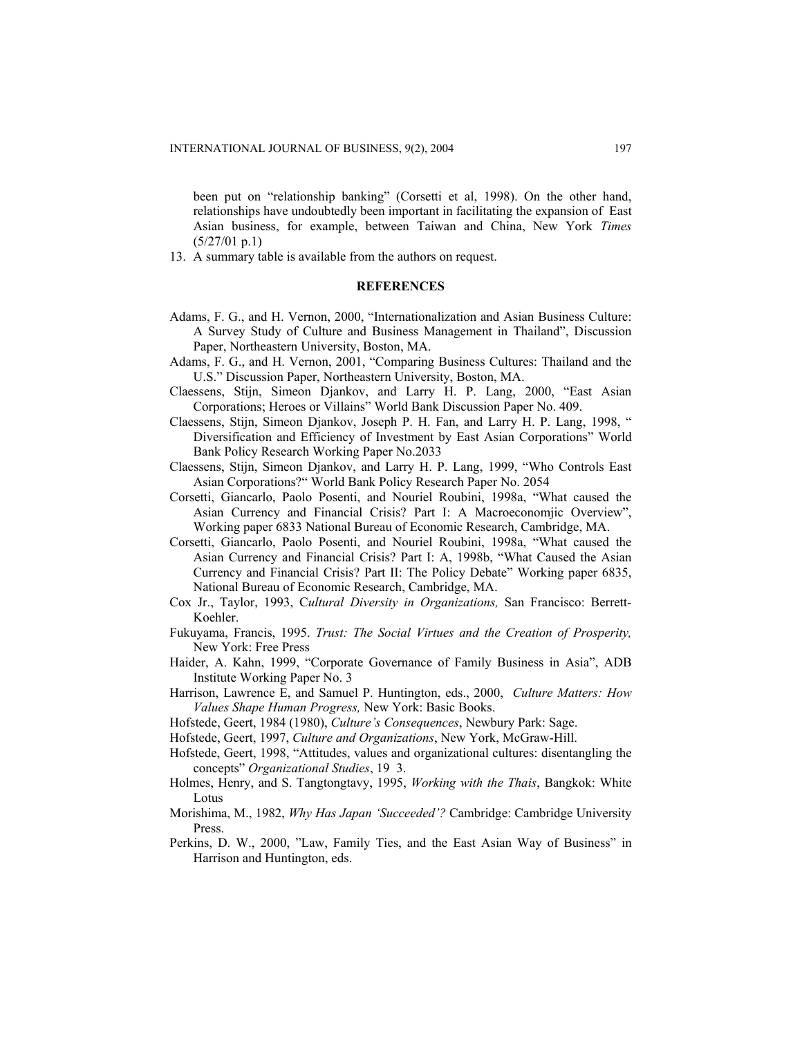been put on "relationship banking" (Corsetti et al, 1998). On the other hand, relationships have undoubtedly been important in facilitating the expansion of East Asian business, for example, between Taiwan and China, New York *Times* (5/27/01 p.1)

13. A summary table is available from the authors on request.

## REFERENCES

Adams, F. G., and H. Vernon, 2000, "Internationalization and Asian Business Culture: A Survey Study of Culture and Business Management in Thailand", Discussion Paper, Northeastern University, Boston, MA.

Adams, F. G., and H. Vernon, 2001, "Comparing Business Cultures: Thailand and the U.S." Discussion Paper, Northeastern University, Boston, MA.

Claessens, Stijn, Simeon Djankov, and Larry H. P. Lang, 2000, "East Asian Corporations; Heroes or Villains" World Bank Discussion Paper No. 409.

Claessens, Stijn, Simeon Djankov, Joseph P. H. Fan, and Larry H. P. Lang, 1998, " Diversification and Efficiency of Investment by East Asian Corporations" World Bank Policy Research Working Paper No.2033

Claessens, Stijn, Simeon Djankov, and Larry H. P. Lang, 1999, "Who Controls East Asian Corporations?" World Bank Policy Research Paper No. 2054

Corsetti, Giancarlo, Paolo Posenti, and Nouriel Roubini, 1998a, "What caused the Asian Currency and Financial Crisis? Part I: A Macroeconomjic Overview", Working paper 6833 National Bureau of Economic Research, Cambridge, MA.

Corsetti, Giancarlo, Paolo Posenti, and Nouriel Roubini, 1998a, "What caused the Asian Currency and Financial Crisis? Part I: A, 1998b, "What Caused the Asian Currency and Financial Crisis? Part II: The Policy Debate" Working paper 6835, National Bureau of Economic Research, Cambridge, MA.

Cox Jr., Taylor, 1993, *Cultural Diversity in Organizations,* San Francisco: Berrett-Koehler.

Fukuyama, Francis, 1995. *Trust: The Social Virtues and the Creation of Prosperity,* New York: Free Press

Haider, A. Kahn, 1999, "Corporate Governance of Family Business in Asia", ADB Institute Working Paper No. 3

Harrison, Lawrence E, and Samuel P. Huntington, eds., 2000, *Culture Matters: How Values Shape Human Progress,* New York: Basic Books.

Hofstede, Geert, 1984 (1980), *Culture's Consequences*, Newbury Park: Sage.

Hofstede, Geert, 1997, *Culture and Organizations*, New York, McGraw-Hill.

Hofstede, Geert, 1998, "Attitudes, values and organizational cultures: disentangling the concepts" *Organizational Studies*, 19 3.

Holmes, Henry, and S. Tangtongtavy, 1995, *Working with the Thais*, Bangkok: White Lotus

Morishima, M., 1982, *Why Has Japan 'Succeeded'?* Cambridge: Cambridge University Press.

Perkins, D. W., 2000, "Law, Family Ties, and the East Asian Way of Business" in Harrison and Huntington, eds.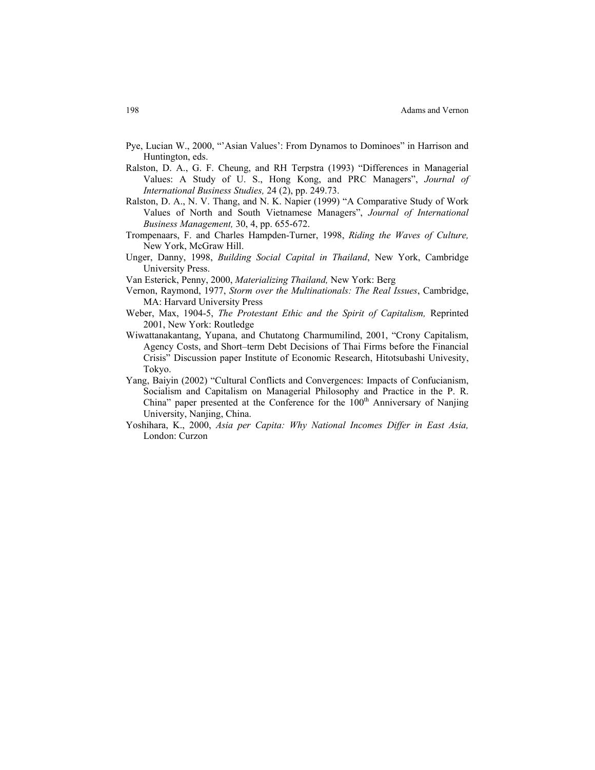Pye, Lucian W., 2000, "'Asian Values': From Dynamos to Dominoes" in Harrison and Huntington, eds.

Ralston, D. A., G. F. Cheung, and RH Terpstra (1993) "Differences in Managerial Values: A Study of U. S., Hong Kong, and PRC Managers", *Journal of International Business Studies,* 24 (2), pp. 249.73.

Ralston, D. A., N. V. Thang, and N. K. Napier (1999) "A Comparative Study of Work Values of North and South Vietnamese Managers", *Journal of International Business Management,* 30, 4, pp. 655-672.

Trompenaars, F. and Charles Hampden-Turner, 1998, *Riding the Waves of Culture,* New York, McGraw Hill.

Unger, Danny, 1998, *Building Social Capital in Thailand*, New York, Cambridge University Press.

Van Esterick, Penny, 2000, *Materializing Thailand,* New York: Berg

Vernon, Raymond, 1977, *Storm over the Multinationals: The Real Issues*, Cambridge, MA: Harvard University Press

Weber, Max, 1904-5, *The Protestant Ethic and the Spirit of Capitalism,* Reprinted 2001, New York: Routledge

Wiwattanakantang, Yupana, and Chutatong Charmumilind, 2001, "Crony Capitalism, Agency Costs, and Short–term Debt Decisions of Thai Firms before the Financial Crisis" Discussion paper Institute of Economic Research, Hitotsubashi Univesity, Tokyo.

Yang, Baiyin (2002) "Cultural Conflicts and Convergences: Impacts of Confucianism, Socialism and Capitalism on Managerial Philosophy and Practice in the P. R. China" paper presented at the Conference for the 100th Anniversary of Nanjing University, Nanjing, China.

Yoshihara, K., 2000, *Asia per Capita: Why National Incomes Differ in East Asia,* London: Curzon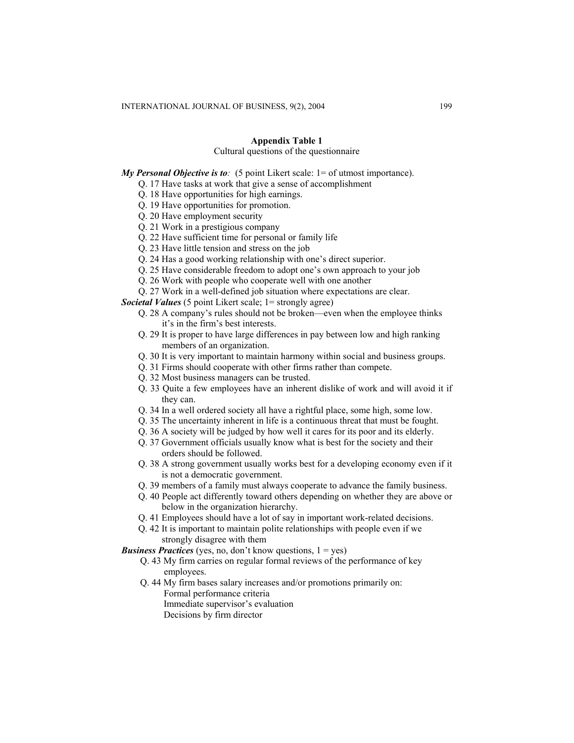**Appendix Table 1**

Cultural questions of the questionnaire

***My Personal Objective is to**:* (5 point Likert scale: 1= of utmost importance).

- Q. 17 Have tasks at work that give a sense of accomplishment
- Q. 18 Have opportunities for high earnings.
- Q. 19 Have opportunities for promotion.
- Q. 20 Have employment security
- Q. 21 Work in a prestigious company
- Q. 22 Have sufficient time for personal or family life
- Q. 23 Have little tension and stress on the job
- Q. 24 Has a good working relationship with one's direct superior.
- Q. 25 Have considerable freedom to adopt one's own approach to your job
- Q. 26 Work with people who cooperate well with one another
- Q. 27 Work in a well-defined job situation where expectations are clear.

***Societal Values*** (5 point Likert scale; 1= strongly agree)

- Q. 28 A company's rules should not be broken—even when the employee thinks it's in the firm's best interests.
- Q. 29 It is proper to have large differences in pay between low and high ranking members of an organization.
- Q. 30 It is very important to maintain harmony within social and business groups.
- Q. 31 Firms should cooperate with other firms rather than compete.
- Q. 32 Most business managers can be trusted.
- Q. 33 Quite a few employees have an inherent dislike of work and will avoid it if they can.
- Q. 34 In a well ordered society all have a rightful place, some high, some low.
- Q. 35 The uncertainty inherent in life is a continuous threat that must be fought.
- Q. 36 A society will be judged by how well it cares for its poor and its elderly.
- Q. 37 Government officials usually know what is best for the society and their orders should be followed.
- Q. 38 A strong government usually works best for a developing economy even if it is not a democratic government.
- Q. 39 members of a family must always cooperate to advance the family business.
- Q. 40 People act differently toward others depending on whether they are above or below in the organization hierarchy.
- Q. 41 Employees should have a lot of say in important work-related decisions.
- Q. 42 It is important to maintain polite relationships with people even if we strongly disagree with them

***Business Practices*** (yes, no, don't know questions, 1 = yes)

- Q. 43 My firm carries on regular formal reviews of the performance of key employees.
- Q. 44 My firm bases salary increases and/or promotions primarily on:
  - Formal performance criteria
  - Immediate supervisor's evaluation
  - Decisions by firm director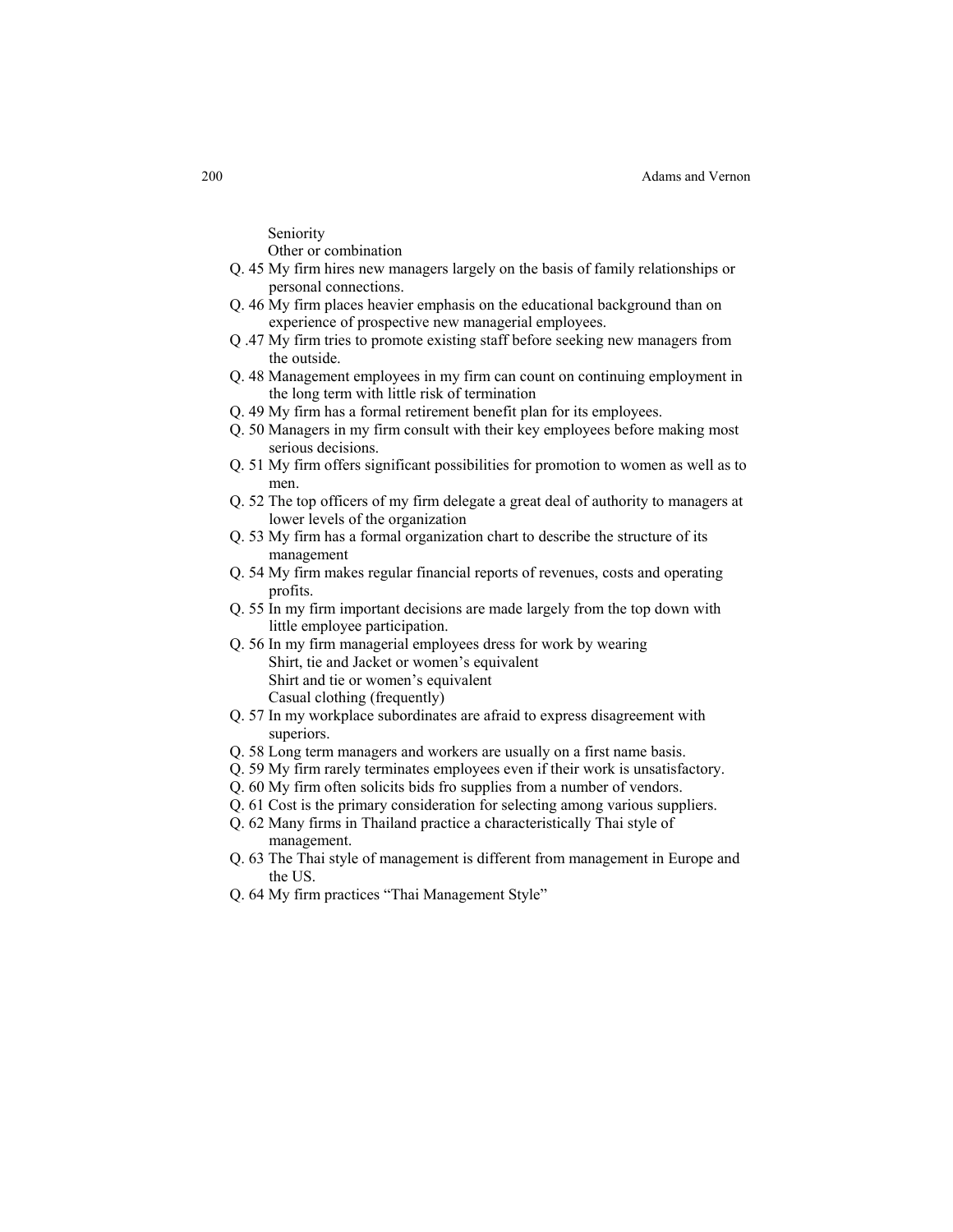Seniority
Other or combination

Q. 45 My firm hires new managers largely on the basis of family relationships or personal connections.

Q. 46 My firm places heavier emphasis on the educational background than on experience of prospective new managerial employees.

Q .47 My firm tries to promote existing staff before seeking new managers from the outside.

Q. 48 Management employees in my firm can count on continuing employment in the long term with little risk of termination

Q. 49 My firm has a formal retirement benefit plan for its employees.

Q. 50 Managers in my firm consult with their key employees before making most serious decisions.

Q. 51 My firm offers significant possibilities for promotion to women as well as to men.

Q. 52 The top officers of my firm delegate a great deal of authority to managers at lower levels of the organization

Q. 53 My firm has a formal organization chart to describe the structure of its management

Q. 54 My firm makes regular financial reports of revenues, costs and operating profits.

Q. 55 In my firm important decisions are made largely from the top down with little employee participation.

Q. 56 In my firm managerial employees dress for work by wearing
Shirt, tie and Jacket or women's equivalent
Shirt and tie or women's equivalent
Casual clothing (frequently)

Q. 57 In my workplace subordinates are afraid to express disagreement with superiors.

Q. 58 Long term managers and workers are usually on a first name basis.

Q. 59 My firm rarely terminates employees even if their work is unsatisfactory.

Q. 60 My firm often solicits bids fro supplies from a number of vendors.

Q. 61 Cost is the primary consideration for selecting among various suppliers.

Q. 62 Many firms in Thailand practice a characteristically Thai style of management.

Q. 63 The Thai style of management is different from management in Europe and the US.

Q. 64 My firm practices "Thai Management Style"